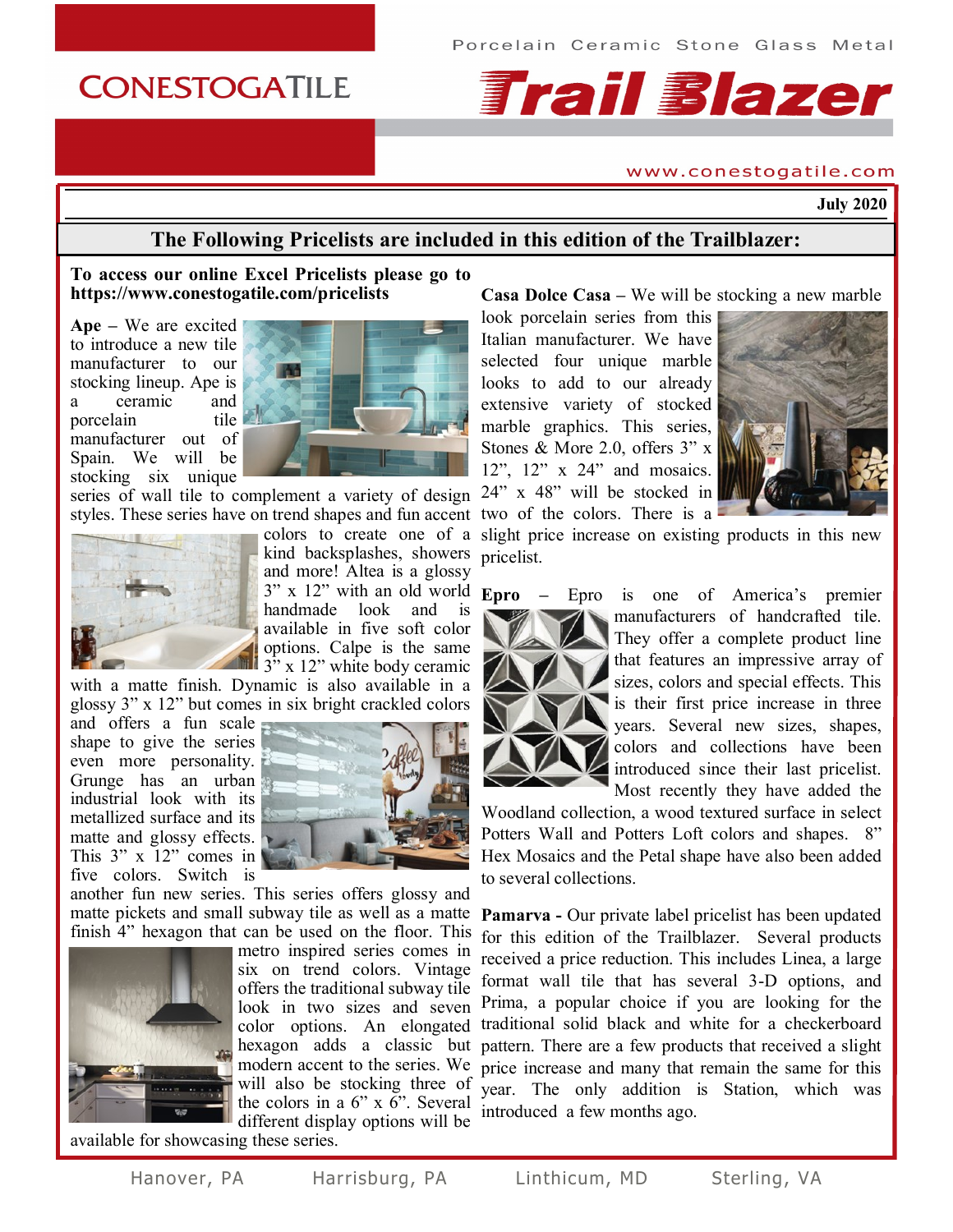Porcelain Ceramic Stone Glass Metal

# CONESTOGATILE Trail Blazer

www.conestogatile.com

**July 2020**

## The Following Pricelists are included in this edition of the Trailblazer:

**To access our online Excel Pricelists please go to https://www.conestogatile.com/pricelists**

**Ape** – We are excited to introduce a new tile manufacturer to our stocking lineup. Ape is a ceramic and porcelain tile manufacturer out of Spain. We will be stocking six unique series of wall tile to complement a variety of design styles. These series have on trend shapes and fun accent colors to create one of a kind backsplashes, showers and more! Altea is a glossy 3" x 12" with an old world handmade look and is available in five soft color options. Calpe is the same 3" x 12" white body ceramic with a matte finish. Dynamic is also available in a glossy 3" x 12" but comes in six bright crackled colors and offers a fun scale shape to give the series even more personality. Grunge has an urban industrial look with its metallized surface and its matte and glossy effects. This 3" x 12" comes in five colors. Switch is another fun new series. This series offers glossy and matte pickets and small subway tile as well as a matte finish 4" hexagon that can be used on the floor. This metro inspired series comes in six on trend colors. Vintage offers the traditional subway tile look in two sizes and seven color options. An elongated hexagon adds a classic but modern accent to the series. We will also be stocking three of the colors in a 6" x 6". Several different display options will be available for showcasing these series.

**Casa Dolce Casa** – We will be stocking a new marble look porcelain series from this Italian manufacturer. We have selected four unique marble looks to add to our already extensive variety of stocked marble graphics. This series, Stones & More 2.0, offers 3" x 12", 12" x 24" and mosaics. 24" x 48" will be stocked in two of the colors. There is a slight price increase on existing products in this new pricelist.

**Epro** – Epro is one of America's premier manufacturers of handcrafted tile. They offer a complete product line that features an impressive array of sizes, colors and special effects. This is their first price increase in three years. Several new sizes, shapes, colors and collections have been introduced since their last pricelist. Most recently they have added the Woodland collection, a wood textured surface in select Potters Wall and Potters Loft colors and shapes. 8" Hex Mosaics and the Petal shape have also been added to several collections.

**Pamarva -** Our private label pricelist has been updated for this edition of the Trailblazer. Several products received a price reduction. This includes Linea, a large format wall tile that has several 3-D options, and Prima, a popular choice if you are looking for the traditional solid black and white for a checkerboard pattern. There are a few products that received a slight price increase and many that remain the same for this year. The only addition is Station, which was introduced a few months ago.

Hanover, PA    Harrisburg, PA    Linthicum, MD    Sterling, VA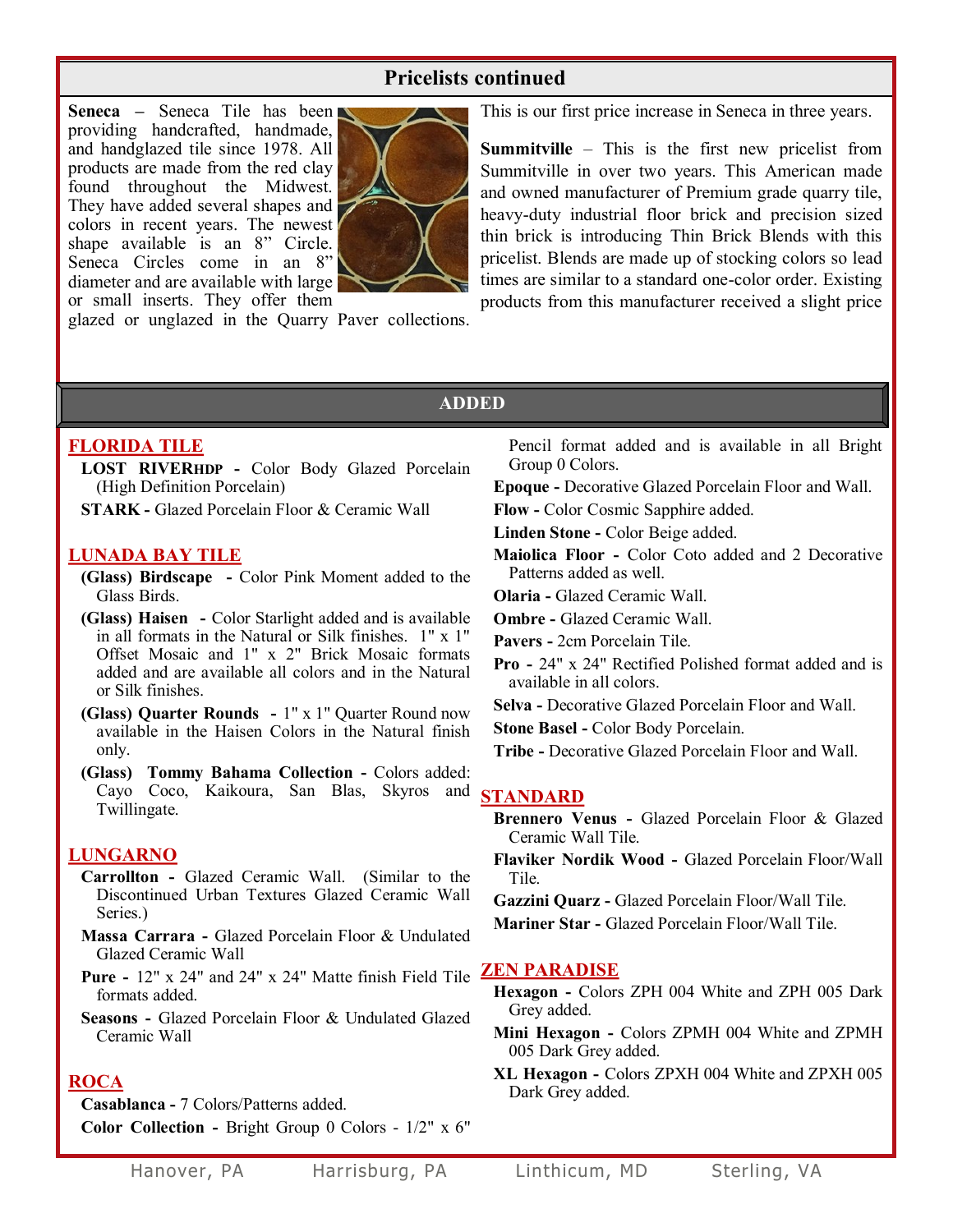## Pricelists continued

**Seneca** – Seneca Tile has been providing handcrafted, handmade, and handglazed tile since 1978. All products are made from the red clay found throughout the Midwest. They have added several shapes and colors in recent years. The newest shape available is an 8" Circle. Seneca Circles come in an 8" diameter and are available with large or small inserts. They offer them glazed or unglazed in the Quarry Paver collections. This is our first price increase in Seneca in three years.

**Summitville** – This is the first new pricelist from Summitville in over two years. This American made and owned manufacturer of Premium grade quarry tile, heavy-duty industrial floor brick and precision sized thin brick is introducing Thin Brick Blends with this pricelist. Blends are made up of stocking colors so lead times are similar to a standard one-color order. Existing products from this manufacturer received a slight price

## ADDED

### FLORIDA TILE

- **LOST RIVERHDP -** Color Body Glazed Porcelain (High Definition Porcelain)
- **STARK -** Glazed Porcelain Floor & Ceramic Wall

### LUNADA BAY TILE

- **(Glass) Birdscape -** Color Pink Moment added to the Glass Birds.
- **(Glass) Haisen -** Color Starlight added and is available in all formats in the Natural or Silk finishes. 1" x 1" Offset Mosaic and 1" x 2" Brick Mosaic formats added and are available all colors and in the Natural or Silk finishes.
- **(Glass) Quarter Rounds -** 1" x 1" Quarter Round now available in the Haisen Colors in the Natural finish only.
- **(Glass) Tommy Bahama Collection -** Colors added: Cayo Coco, Kaikoura, San Blas, Skyros and Twillingate.

### LUNGARNO

- **Carrollton -** Glazed Ceramic Wall. (Similar to the Discontinued Urban Textures Glazed Ceramic Wall Series.)
- **Massa Carrara -** Glazed Porcelain Floor & Undulated Glazed Ceramic Wall
- **Pure -** 12" x 24" and 24" x 24" Matte finish Field Tile formats added.
- **Seasons -** Glazed Porcelain Floor & Undulated Glazed Ceramic Wall

### ROCA

- **Casablanca -** 7 Colors/Patterns added.
- **Color Collection -** Bright Group 0 Colors - 1/2" x 6" Pencil format added and is available in all Bright Group 0 Colors.
- **Epoque -** Decorative Glazed Porcelain Floor and Wall.
- **Flow -** Color Cosmic Sapphire added.
- **Linden Stone -** Color Beige added.
- **Maiolica Floor -** Color Coto added and 2 Decorative Patterns added as well.
- **Olaria -** Glazed Ceramic Wall.
- **Ombre -** Glazed Ceramic Wall.
- **Pavers -** 2cm Porcelain Tile.
- **Pro -** 24" x 24" Rectified Polished format added and is available in all colors.
- **Selva -** Decorative Glazed Porcelain Floor and Wall.
- **Stone Basel -** Color Body Porcelain.
- **Tribe -** Decorative Glazed Porcelain Floor and Wall.

### STANDARD

- **Brennero Venus -** Glazed Porcelain Floor & Glazed Ceramic Wall Tile.
- **Flaviker Nordik Wood -** Glazed Porcelain Floor/Wall Tile.
- **Gazzini Quarz -** Glazed Porcelain Floor/Wall Tile.
- **Mariner Star -** Glazed Porcelain Floor/Wall Tile.

### ZEN PARADISE

- **Hexagon -** Colors ZPH 004 White and ZPH 005 Dark Grey added.
- **Mini Hexagon -** Colors ZPMH 004 White and ZPMH 005 Dark Grey added.
- **XL Hexagon -** Colors ZPXH 004 White and ZPXH 005 Dark Grey added.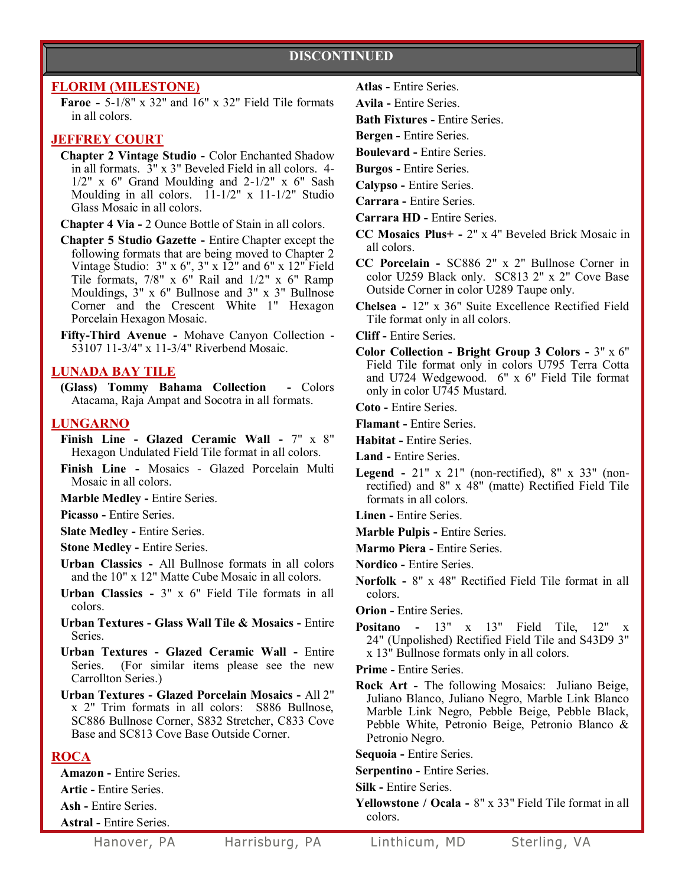## DISCONTINUED

### FLORIM (MILESTONE)

**Faroe -** 5-1/8" x 32" and 16" x 32" Field Tile formats in all colors.

### JEFFREY COURT

**Chapter 2 Vintage Studio -** Color Enchanted Shadow in all formats. 3" x 3" Beveled Field in all colors. 4-1/2" x 6" Grand Moulding and 2-1/2" x 6" Sash Moulding in all colors. 11-1/2" x 11-1/2" Studio Glass Mosaic in all colors.

**Chapter 4 Via -** 2 Ounce Bottle of Stain in all colors.

**Chapter 5 Studio Gazette -** Entire Chapter except the following formats that are being moved to Chapter 2 Vintage Studio: 3" x 6", 3" x 12" and 6" x 12" Field Tile formats, 7/8" x 6" Rail and 1/2" x 6" Ramp Mouldings, 3" x 6" Bullnose and 3" x 3" Bullnose Corner and the Crescent White 1" Hexagon Porcelain Hexagon Mosaic.

**Fifty-Third Avenue -** Mohave Canyon Collection - 53107 11-3/4" x 11-3/4" Riverbend Mosaic.

### LUNADA BAY TILE

**(Glass) Tommy Bahama Collection -** Colors Atacama, Raja Ampat and Socotra in all formats.

### LUNGARNO

**Finish Line - Glazed Ceramic Wall -** 7" x 8" Hexagon Undulated Field Tile format in all colors.

**Finish Line -** Mosaics - Glazed Porcelain Multi Mosaic in all colors.

**Marble Medley -** Entire Series.

**Picasso -** Entire Series.

**Slate Medley -** Entire Series.

**Stone Medley -** Entire Series.

**Urban Classics -** All Bullnose formats in all colors and the 10" x 12" Matte Cube Mosaic in all colors.

**Urban Classics -** 3" x 6" Field Tile formats in all colors.

**Urban Textures - Glass Wall Tile & Mosaics -** Entire Series.

**Urban Textures - Glazed Ceramic Wall -** Entire Series. (For similar items please see the new Carrollton Series.)

**Urban Textures - Glazed Porcelain Mosaics -** All 2" x 2" Trim formats in all colors: S886 Bullnose, SC886 Bullnose Corner, S832 Stretcher, C833 Cove Base and SC813 Cove Base Outside Corner.

### ROCA

**Amazon -** Entire Series.

**Artic -** Entire Series.

**Ash -** Entire Series.

**Astral -** Entire Series.

**Atlas -** Entire Series.

**Avila -** Entire Series.

**Bath Fixtures -** Entire Series.

**Bergen -** Entire Series.

**Boulevard -** Entire Series.

**Burgos -** Entire Series.

**Calypso -** Entire Series.

**Carrara -** Entire Series.

**Carrara HD -** Entire Series.

**CC Mosaics Plus+ -** 2" x 4" Beveled Brick Mosaic in all colors.

**CC Porcelain -** SC886 2" x 2" Bullnose Corner in color U259 Black only. SC813 2" x 2" Cove Base Outside Corner in color U289 Taupe only.

**Chelsea -** 12" x 36" Suite Excellence Rectified Field Tile format only in all colors.

**Cliff -** Entire Series.

**Color Collection - Bright Group 3 Colors -** 3" x 6" Field Tile format only in colors U795 Terra Cotta and U724 Wedgewood. 6" x 6" Field Tile format only in color U745 Mustard.

**Coto -** Entire Series.

**Flamant -** Entire Series.

**Habitat -** Entire Series.

**Land -** Entire Series.

**Legend -** 21" x 21" (non-rectified), 8" x 33" (non-rectified) and 8" x 48" (matte) Rectified Field Tile formats in all colors.

**Linen -** Entire Series.

**Marble Pulpis -** Entire Series.

**Marmo Piera -** Entire Series.

**Nordico -** Entire Series.

**Norfolk -** 8" x 48" Rectified Field Tile format in all colors.

**Orion -** Entire Series.

**Positano -** 13" x 13" Field Tile, 12" x 24" (Unpolished) Rectified Field Tile and S43D9 3" x 13" Bullnose formats only in all colors.

**Prime -** Entire Series.

**Rock Art -** The following Mosaics: Juliano Beige, Juliano Blanco, Juliano Negro, Marble Link Blanco Marble Link Negro, Pebble Beige, Pebble Black, Pebble White, Petronio Beige, Petronio Blanco & Petronio Negro.

**Sequoia -** Entire Series.

**Serpentino -** Entire Series.

**Silk -** Entire Series.

**Yellowstone / Ocala -** 8" x 33" Field Tile format in all colors.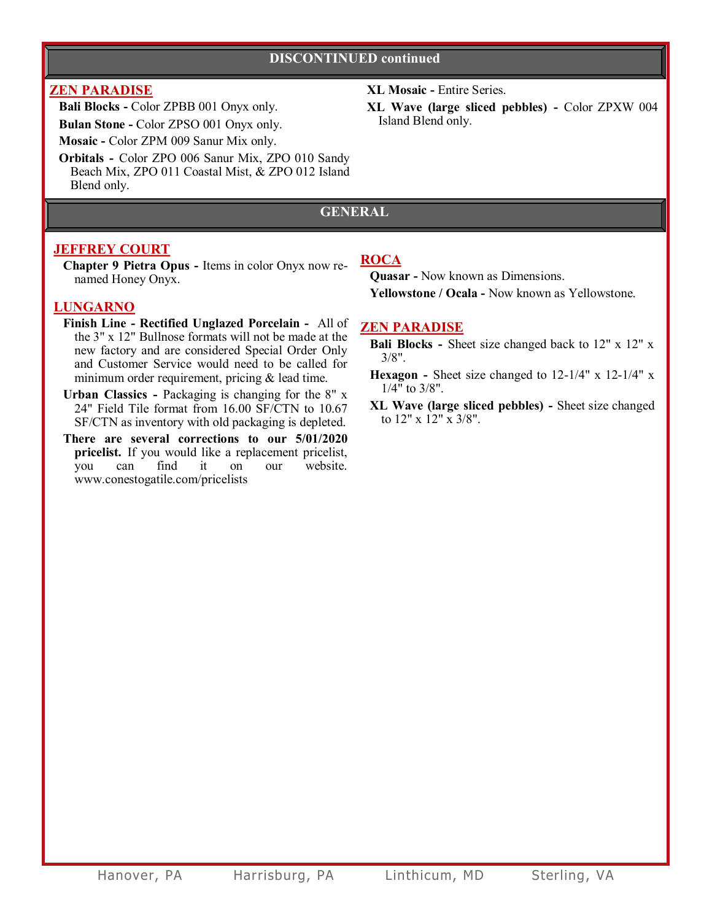## DISCONTINUED continued

### ZEN PARADISE

**Bali Blocks -** Color ZPBB 001 Onyx only.

**Bulan Stone -** Color ZPSO 001 Onyx only.

**Mosaic -** Color ZPM 009 Sanur Mix only.

**Orbitals -** Color ZPO 006 Sanur Mix, ZPO 010 Sandy Beach Mix, ZPO 011 Coastal Mist, & ZPO 012 Island Blend only.

**XL Mosaic -** Entire Series.

**XL Wave (large sliced pebbles) -** Color ZPXW 004 Island Blend only.

## GENERAL

### JEFFREY COURT

**Chapter 9 Pietra Opus -** Items in color Onyx now renamed Honey Onyx.

### LUNGARNO

**Finish Line - Rectified Unglazed Porcelain -** All of the 3" x 12" Bullnose formats will not be made at the new factory and are considered Special Order Only and Customer Service would need to be called for minimum order requirement, pricing & lead time.

**Urban Classics -** Packaging is changing for the 8" x 24" Field Tile format from 16.00 SF/CTN to 10.67 SF/CTN as inventory with old packaging is depleted.

**There are several corrections to our 5/01/2020 pricelist.** If you would like a replacement pricelist, you can find it on our website. www.conestogatile.com/pricelists

### ROCA

**Quasar -** Now known as Dimensions.

**Yellowstone / Ocala -** Now known as Yellowstone.

### ZEN PARADISE

**Bali Blocks -** Sheet size changed back to 12" x 12" x 3/8".

**Hexagon -** Sheet size changed to 12-1/4" x 12-1/4" x 1/4" to 3/8".

**XL Wave (large sliced pebbles) -** Sheet size changed to 12" x 12" x 3/8".